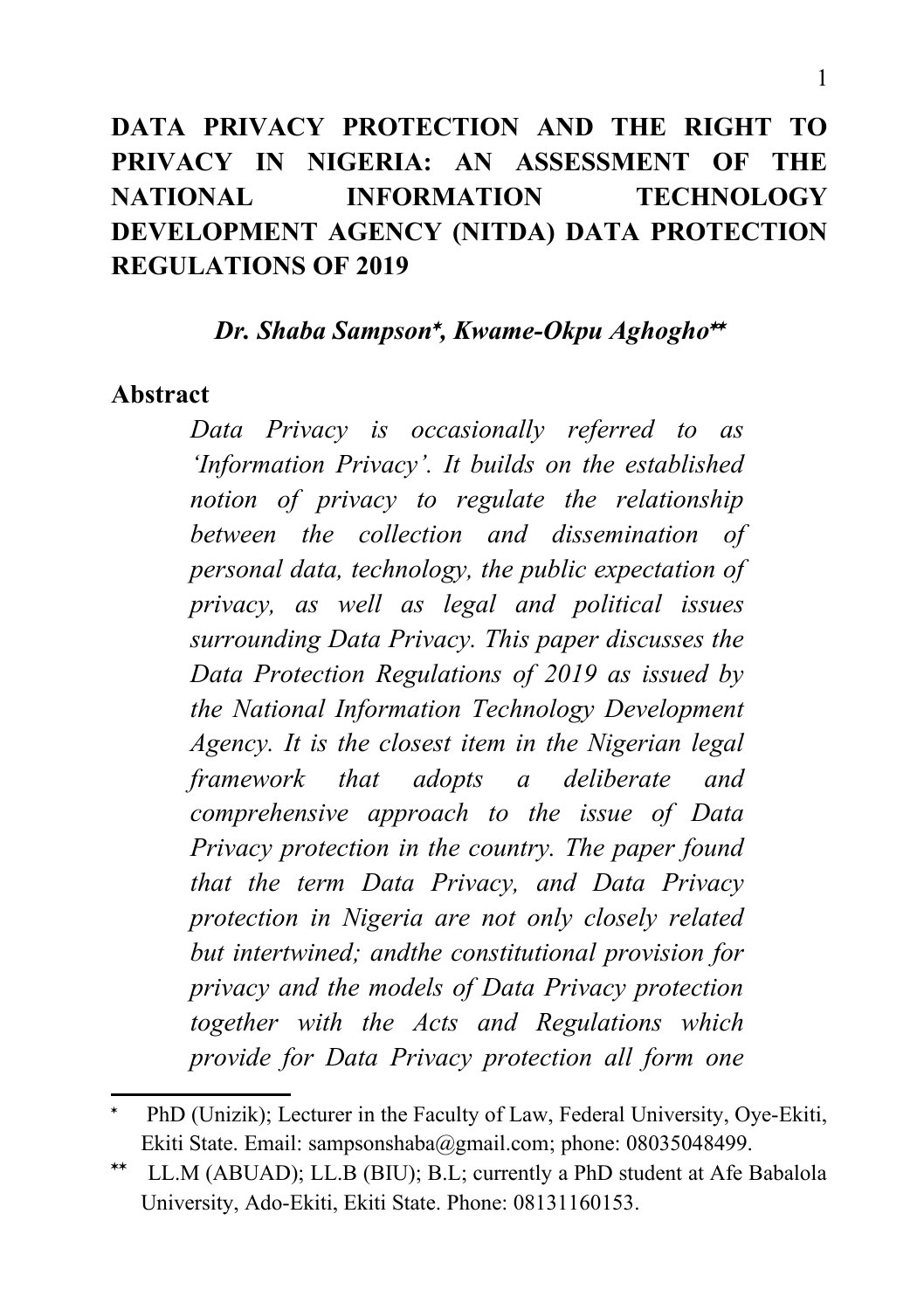# DATA PRIVACY PROTECTION AND THE RIGHT TO PRIVACY IN NIGERIA: AN ASSESSMENT OF THE NATIONAL INFORMATION TECHNOLOGY DEVELOPMENT AGENCY (NITDA) DATA PROTECTION REGULATIONS OF 2019

***Dr. Shaba Sampson*\*, Kwame-Okpu Aghogho*\*\****

## Abstract

*Data Privacy is occasionally referred to as 'Information Privacy'. It builds on the established notion of privacy to regulate the relationship between the collection and dissemination of personal data, technology, the public expectation of privacy, as well as legal and political issues surrounding Data Privacy. This paper discusses the Data Protection Regulations of 2019 as issued by the National Information Technology Development Agency. It is the closest item in the Nigerian legal framework that adopts a deliberate and comprehensive approach to the issue of Data Privacy protection in the country. The paper found that the term Data Privacy, and Data Privacy protection in Nigeria are not only closely related but intertwined; andthe constitutional provision for privacy and the models of Data Privacy protection together with the Acts and Regulations which provide for Data Privacy protection all form one*

---

\* PhD (Unizik); Lecturer in the Faculty of Law, Federal University, Oye-Ekiti, Ekiti State. Email: sampsonshaba@gmail.com; phone: 08035048499.

\*\* LL.M (ABUAD); LL.B (BIU); B.L; currently a PhD student at Afe Babalola University, Ado-Ekiti, Ekiti State. Phone: 08131160153.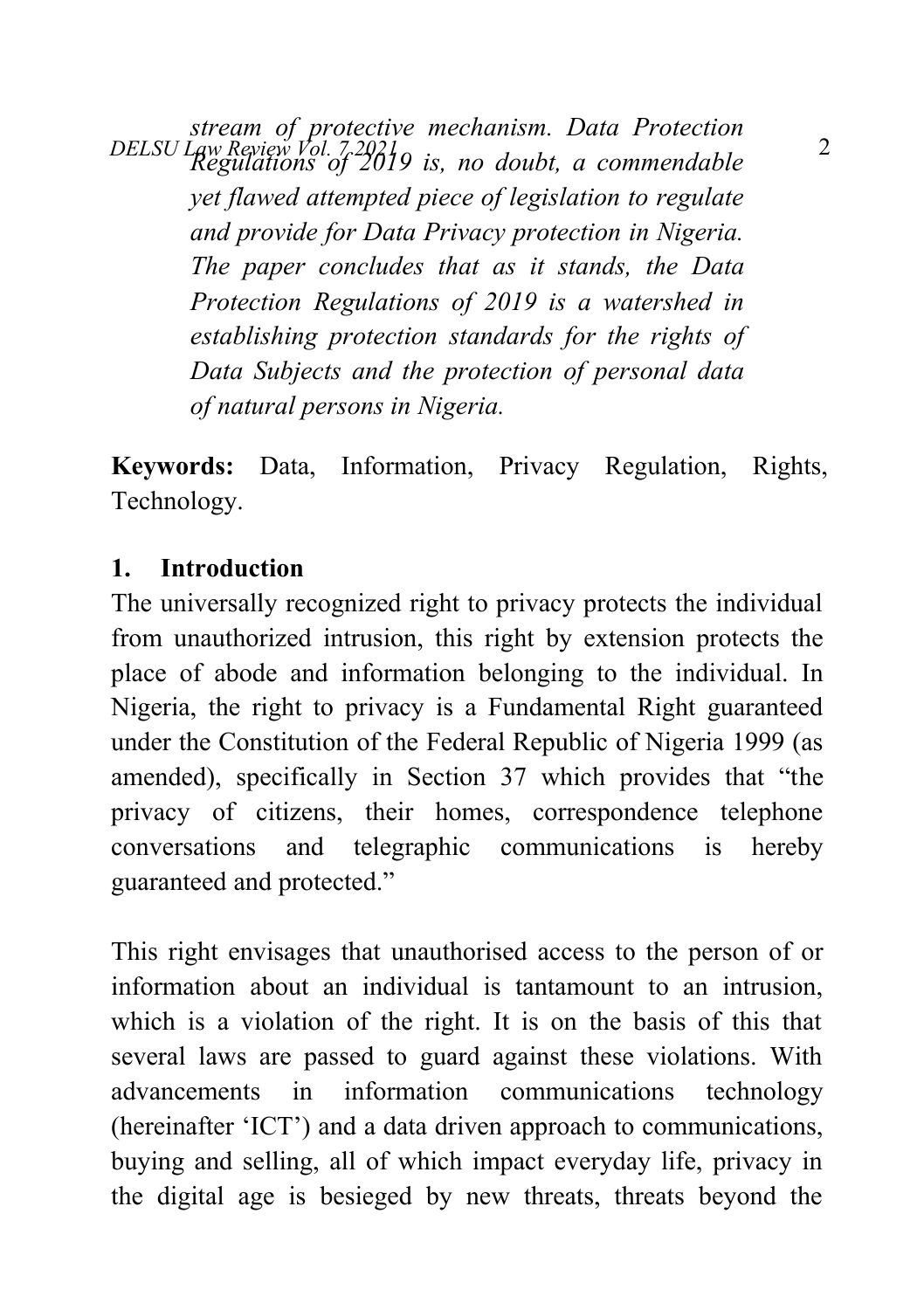*stream of protective mechanism. Data Protection Regulations of 2019 is, no doubt, a commendable yet flawed attempted piece of legislation to regulate and provide for Data Privacy protection in Nigeria. The paper concludes that as it stands, the Data Protection Regulations of 2019 is a watershed in establishing protection standards for the rights of Data Subjects and the protection of personal data of natural persons in Nigeria.*

**Keywords:** Data, Information, Privacy Regulation, Rights, Technology.

## 1. Introduction

The universally recognized right to privacy protects the individual from unauthorized intrusion, this right by extension protects the place of abode and information belonging to the individual. In Nigeria, the right to privacy is a Fundamental Right guaranteed under the Constitution of the Federal Republic of Nigeria 1999 (as amended), specifically in Section 37 which provides that "the privacy of citizens, their homes, correspondence telephone conversations and telegraphic communications is hereby guaranteed and protected."

This right envisages that unauthorised access to the person of or information about an individual is tantamount to an intrusion, which is a violation of the right. It is on the basis of this that several laws are passed to guard against these violations. With advancements in information communications technology (hereinafter 'ICT') and a data driven approach to communications, buying and selling, all of which impact everyday life, privacy in the digital age is besieged by new threats, threats beyond the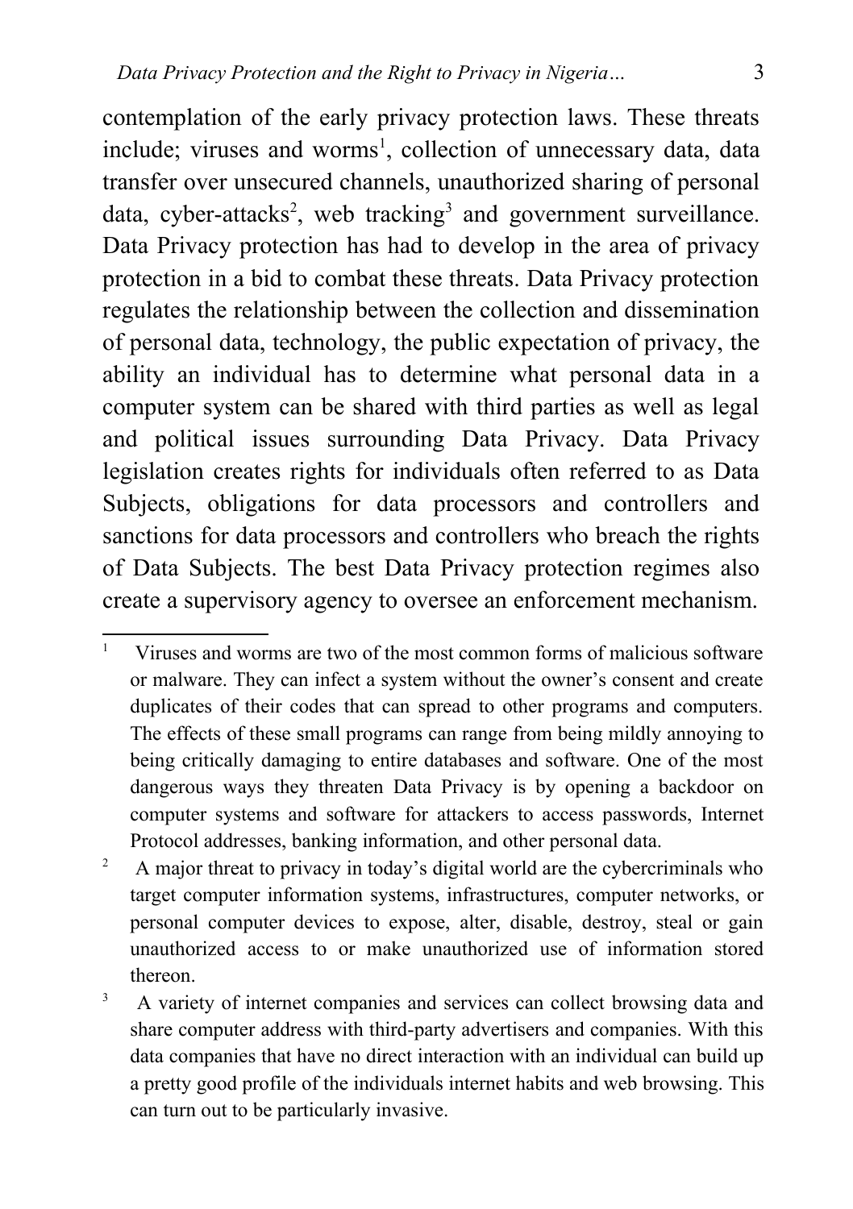contemplation of the early privacy protection laws. These threats include; viruses and worms[1], collection of unnecessary data, data transfer over unsecured channels, unauthorized sharing of personal data, cyber-attacks[2], web tracking[3] and government surveillance. Data Privacy protection has had to develop in the area of privacy protection in a bid to combat these threats. Data Privacy protection regulates the relationship between the collection and dissemination of personal data, technology, the public expectation of privacy, the ability an individual has to determine what personal data in a computer system can be shared with third parties as well as legal and political issues surrounding Data Privacy. Data Privacy legislation creates rights for individuals often referred to as Data Subjects, obligations for data processors and controllers and sanctions for data processors and controllers who breach the rights of Data Subjects. The best Data Privacy protection regimes also create a supervisory agency to oversee an enforcement mechanism.

---

[1] Viruses and worms are two of the most common forms of malicious software or malware. They can infect a system without the owner's consent and create duplicates of their codes that can spread to other programs and computers. The effects of these small programs can range from being mildly annoying to being critically damaging to entire databases and software. One of the most dangerous ways they threaten Data Privacy is by opening a backdoor on computer systems and software for attackers to access passwords, Internet Protocol addresses, banking information, and other personal data.

[2] A major threat to privacy in today's digital world are the cybercriminals who target computer information systems, infrastructures, computer networks, or personal computer devices to expose, alter, disable, destroy, steal or gain unauthorized access to or make unauthorized use of information stored thereon.

[3] A variety of internet companies and services can collect browsing data and share computer address with third-party advertisers and companies. With this data companies that have no direct interaction with an individual can build up a pretty good profile of the individuals internet habits and web browsing. This can turn out to be particularly invasive.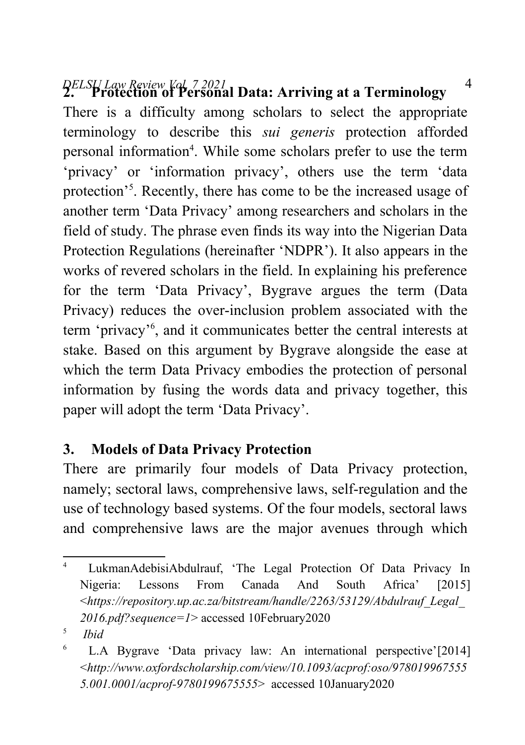## 2. Protection of Personal Data: Arriving at a Terminology

There is a difficulty among scholars to select the appropriate terminology to describe this *sui generis* protection afforded personal information[4]. While some scholars prefer to use the term 'privacy' or 'information privacy', others use the term 'data protection'[5]. Recently, there has come to be the increased usage of another term 'Data Privacy' among researchers and scholars in the field of study. The phrase even finds its way into the Nigerian Data Protection Regulations (hereinafter 'NDPR'). It also appears in the works of revered scholars in the field. In explaining his preference for the term 'Data Privacy', Bygrave argues the term (Data Privacy) reduces the over-inclusion problem associated with the term 'privacy'[6], and it communicates better the central interests at stake. Based on this argument by Bygrave alongside the ease at which the term Data Privacy embodies the protection of personal information by fusing the words data and privacy together, this paper will adopt the term 'Data Privacy'.

## 3. Models of Data Privacy Protection

There are primarily four models of Data Privacy protection, namely; sectoral laws, comprehensive laws, self-regulation and the use of technology based systems. Of the four models, sectoral laws and comprehensive laws are the major avenues through which

---

[4] LukmanAdebisiAbdulrauf, 'The Legal Protection Of Data Privacy In Nigeria: Lessons From Canada And South Africa' [2015] <*https://repository.up.ac.za/bitstream/handle/2263/53129/Abdulrauf_Legal_2016.pdf?sequence=1*> accessed 10February2020

[5] *Ibid*

[6] L.A Bygrave 'Data privacy law: An international perspective'[2014] <*http://www.oxfordscholarship.com/view/10.1093/acprof:oso/9780199675555.001.0001/acprof-9780199675555*> accessed 10January2020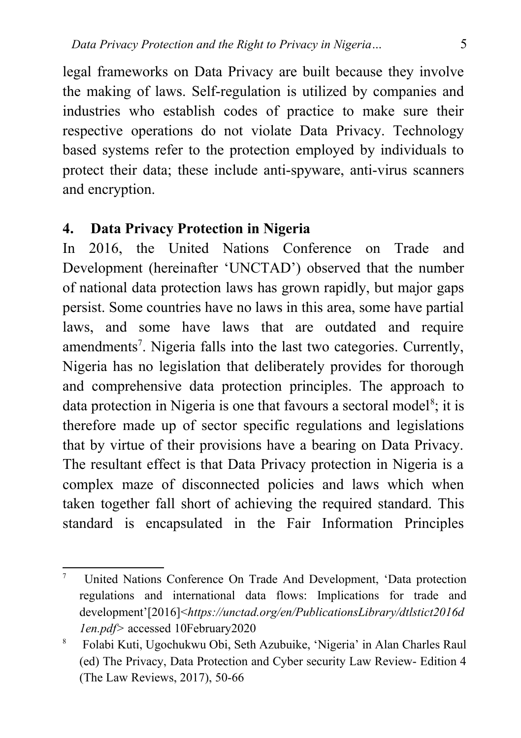legal frameworks on Data Privacy are built because they involve the making of laws. Self-regulation is utilized by companies and industries who establish codes of practice to make sure their respective operations do not violate Data Privacy. Technology based systems refer to the protection employed by individuals to protect their data; these include anti-spyware, anti-virus scanners and encryption.

## 4. Data Privacy Protection in Nigeria

In 2016, the United Nations Conference on Trade and Development (hereinafter 'UNCTAD') observed that the number of national data protection laws has grown rapidly, but major gaps persist. Some countries have no laws in this area, some have partial laws, and some have laws that are outdated and require amendments[7]. Nigeria falls into the last two categories. Currently, Nigeria has no legislation that deliberately provides for thorough and comprehensive data protection principles. The approach to data protection in Nigeria is one that favours a sectoral model[8]; it is therefore made up of sector specific regulations and legislations that by virtue of their provisions have a bearing on Data Privacy. The resultant effect is that Data Privacy protection in Nigeria is a complex maze of disconnected policies and laws which when taken together fall short of achieving the required standard. This standard is encapsulated in the Fair Information Principles

---

[7] United Nations Conference On Trade And Development, 'Data protection regulations and international data flows: Implications for trade and development'[2016]<*https://unctad.org/en/PublicationsLibrary/dtlstict2016d1en.pdf*> accessed 10February2020

[8] Folabi Kuti, Ugochukwu Obi, Seth Azubuike, 'Nigeria' in Alan Charles Raul (ed) The Privacy, Data Protection and Cyber security Law Review- Edition 4 (The Law Reviews, 2017), 50-66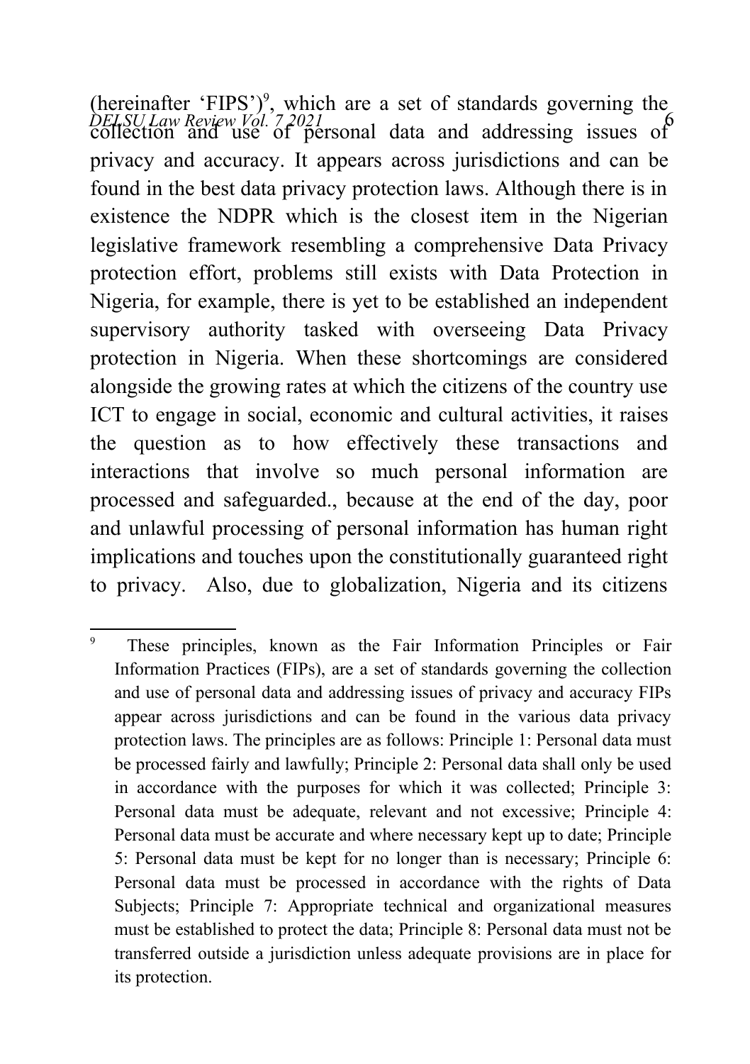(hereinafter 'FIPS')[9], which are a set of standards governing the collection and use of personal data and addressing issues of privacy and accuracy. It appears across jurisdictions and can be found in the best data privacy protection laws. Although there is in existence the NDPR which is the closest item in the Nigerian legislative framework resembling a comprehensive Data Privacy protection effort, problems still exists with Data Protection in Nigeria, for example, there is yet to be established an independent supervisory authority tasked with overseeing Data Privacy protection in Nigeria. When these shortcomings are considered alongside the growing rates at which the citizens of the country use ICT to engage in social, economic and cultural activities, it raises the question as to how effectively these transactions and interactions that involve so much personal information are processed and safeguarded., because at the end of the day, poor and unlawful processing of personal information has human right implications and touches upon the constitutionally guaranteed right to privacy. Also, due to globalization, Nigeria and its citizens

---

[9] These principles, known as the Fair Information Principles or Fair Information Practices (FIPs), are a set of standards governing the collection and use of personal data and addressing issues of privacy and accuracy FIPs appear across jurisdictions and can be found in the various data privacy protection laws. The principles are as follows: Principle 1: Personal data must be processed fairly and lawfully; Principle 2: Personal data shall only be used in accordance with the purposes for which it was collected; Principle 3: Personal data must be adequate, relevant and not excessive; Principle 4: Personal data must be accurate and where necessary kept up to date; Principle 5: Personal data must be kept for no longer than is necessary; Principle 6: Personal data must be processed in accordance with the rights of Data Subjects; Principle 7: Appropriate technical and organizational measures must be established to protect the data; Principle 8: Personal data must not be transferred outside a jurisdiction unless adequate provisions are in place for its protection.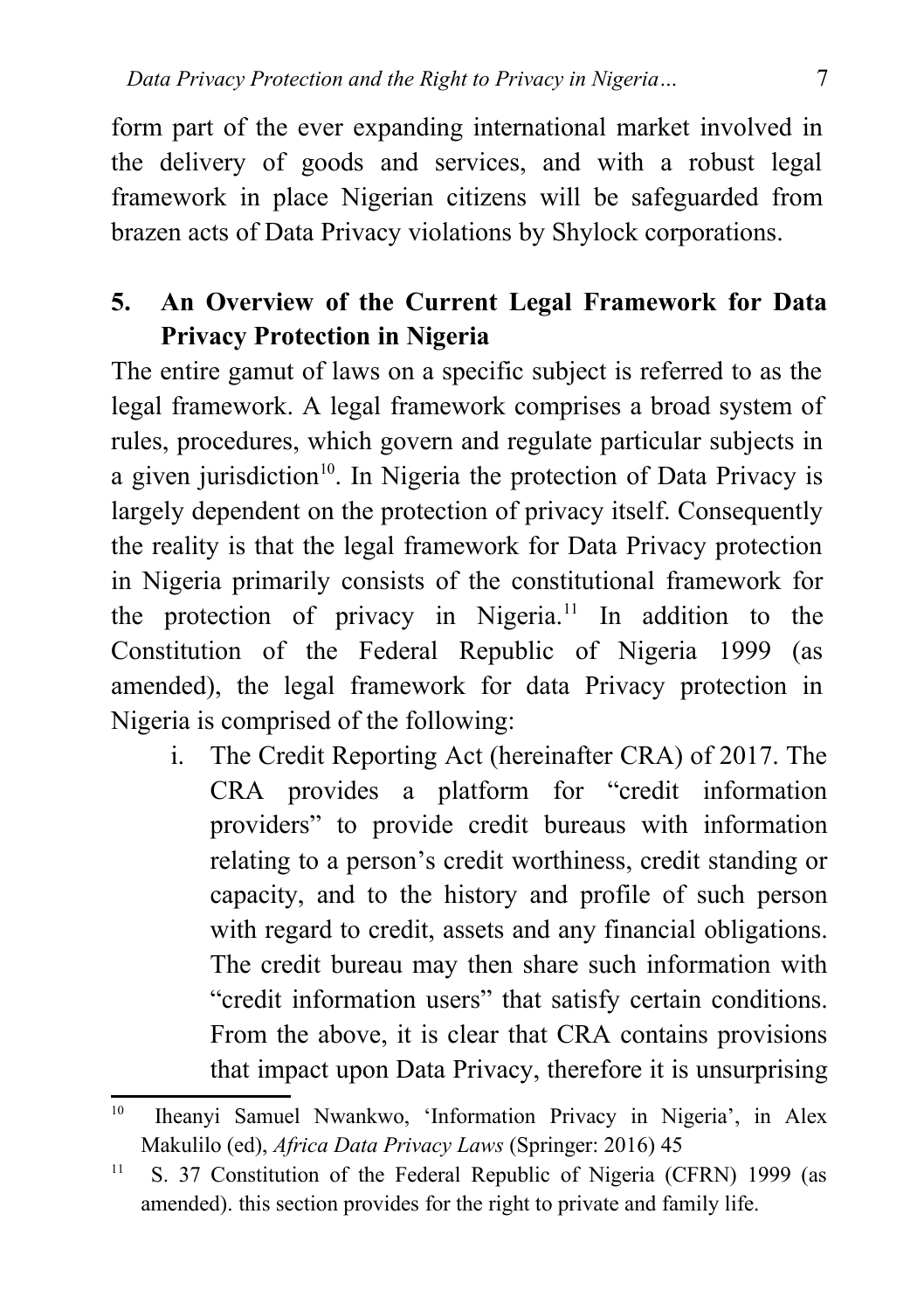form part of the ever expanding international market involved in the delivery of goods and services, and with a robust legal framework in place Nigerian citizens will be safeguarded from brazen acts of Data Privacy violations by Shylock corporations.

## 5. An Overview of the Current Legal Framework for Data Privacy Protection in Nigeria

The entire gamut of laws on a specific subject is referred to as the legal framework. A legal framework comprises a broad system of rules, procedures, which govern and regulate particular subjects in a given jurisdiction[10]. In Nigeria the protection of Data Privacy is largely dependent on the protection of privacy itself. Consequently the reality is that the legal framework for Data Privacy protection in Nigeria primarily consists of the constitutional framework for the protection of privacy in Nigeria.[11] In addition to the Constitution of the Federal Republic of Nigeria 1999 (as amended), the legal framework for data Privacy protection in Nigeria is comprised of the following:

i. The Credit Reporting Act (hereinafter CRA) of 2017. The CRA provides a platform for "credit information providers" to provide credit bureaus with information relating to a person's credit worthiness, credit standing or capacity, and to the history and profile of such person with regard to credit, assets and any financial obligations. The credit bureau may then share such information with "credit information users" that satisfy certain conditions. From the above, it is clear that CRA contains provisions that impact upon Data Privacy, therefore it is unsurprising

---

[10] Iheanyi Samuel Nwankwo, 'Information Privacy in Nigeria', in Alex Makulilo (ed), *Africa Data Privacy Laws* (Springer: 2016) 45

[11] S. 37 Constitution of the Federal Republic of Nigeria (CFRN) 1999 (as amended). this section provides for the right to private and family life.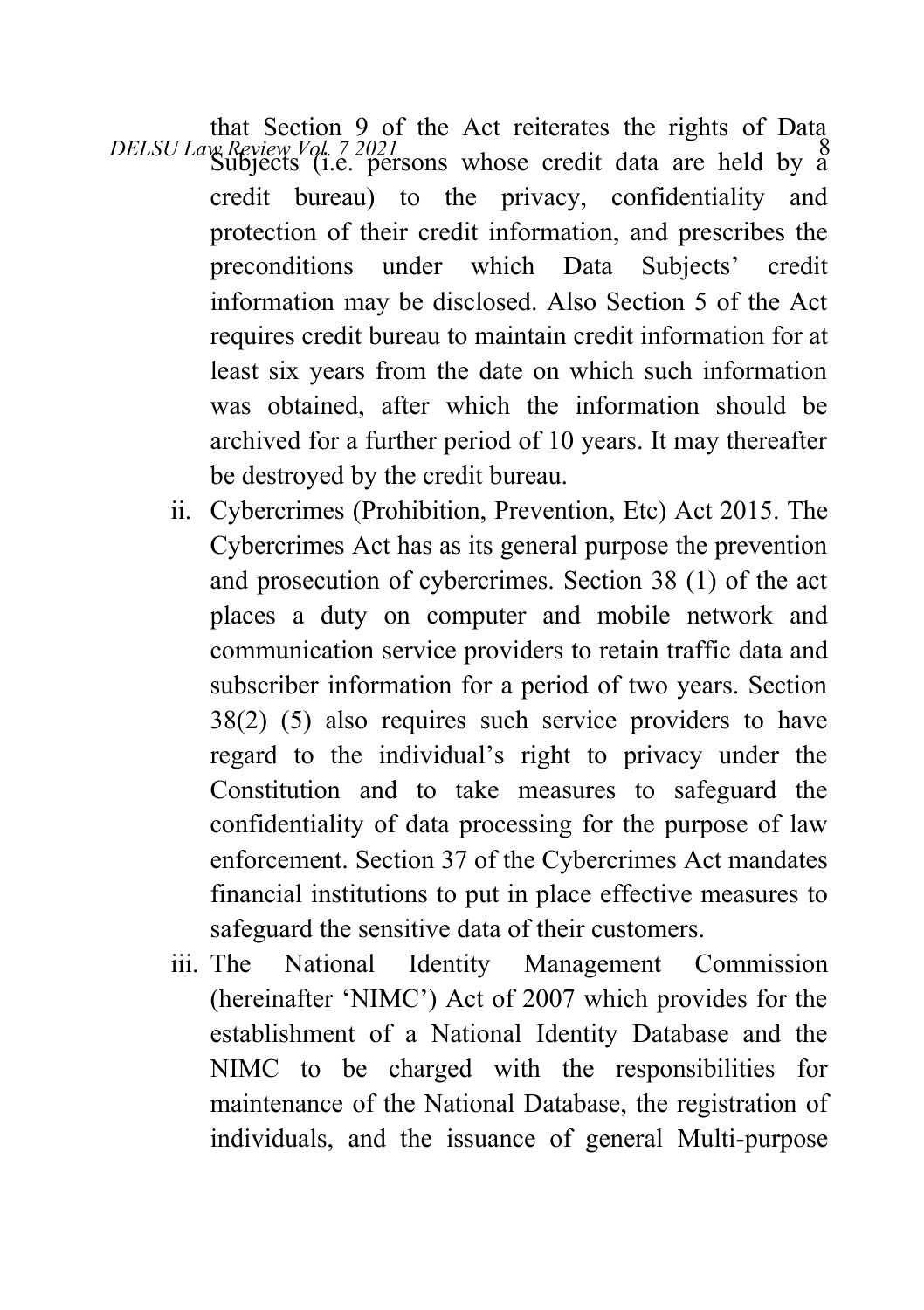that Section 9 of the Act reiterates the rights of Data Subjects (i.e. persons whose credit data are held by a credit bureau) to the privacy, confidentiality and protection of their credit information, and prescribes the preconditions under which Data Subjects' credit information may be disclosed. Also Section 5 of the Act requires credit bureau to maintain credit information for at least six years from the date on which such information was obtained, after which the information should be archived for a further period of 10 years. It may thereafter be destroyed by the credit bureau.

ii. Cybercrimes (Prohibition, Prevention, Etc) Act 2015. The Cybercrimes Act has as its general purpose the prevention and prosecution of cybercrimes. Section 38 (1) of the act places a duty on computer and mobile network and communication service providers to retain traffic data and subscriber information for a period of two years. Section 38(2) (5) also requires such service providers to have regard to the individual's right to privacy under the Constitution and to take measures to safeguard the confidentiality of data processing for the purpose of law enforcement. Section 37 of the Cybercrimes Act mandates financial institutions to put in place effective measures to safeguard the sensitive data of their customers.

iii. The National Identity Management Commission (hereinafter 'NIMC') Act of 2007 which provides for the establishment of a National Identity Database and the NIMC to be charged with the responsibilities for maintenance of the National Database, the registration of individuals, and the issuance of general Multi-purpose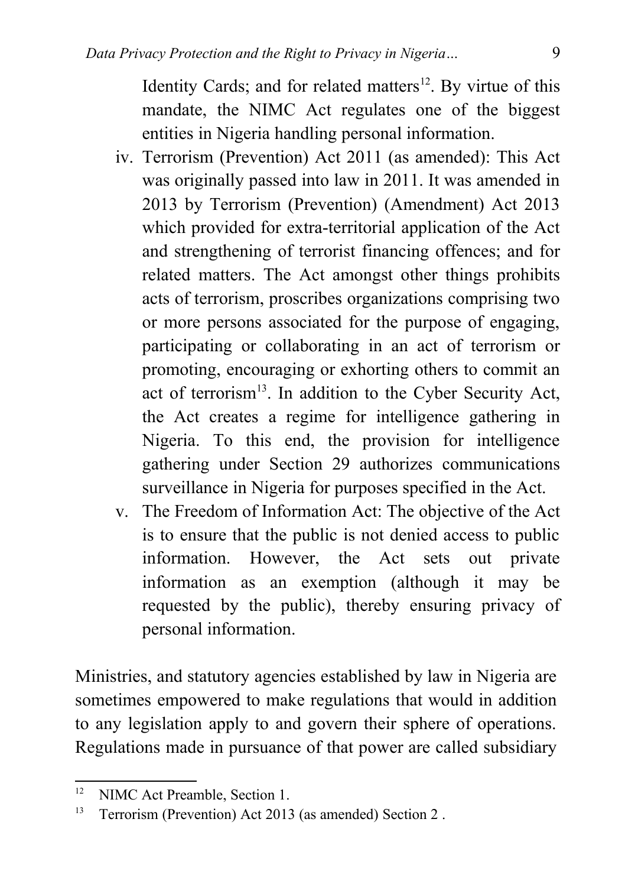Identity Cards; and for related matters[12]. By virtue of this mandate, the NIMC Act regulates one of the biggest entities in Nigeria handling personal information.

iv. Terrorism (Prevention) Act 2011 (as amended): This Act was originally passed into law in 2011. It was amended in 2013 by Terrorism (Prevention) (Amendment) Act 2013 which provided for extra-territorial application of the Act and strengthening of terrorist financing offences; and for related matters. The Act amongst other things prohibits acts of terrorism, proscribes organizations comprising two or more persons associated for the purpose of engaging, participating or collaborating in an act of terrorism or promoting, encouraging or exhorting others to commit an act of terrorism[13]. In addition to the Cyber Security Act, the Act creates a regime for intelligence gathering in Nigeria. To this end, the provision for intelligence gathering under Section 29 authorizes communications surveillance in Nigeria for purposes specified in the Act.

v. The Freedom of Information Act: The objective of the Act is to ensure that the public is not denied access to public information. However, the Act sets out private information as an exemption (although it may be requested by the public), thereby ensuring privacy of personal information.

Ministries, and statutory agencies established by law in Nigeria are sometimes empowered to make regulations that would in addition to any legislation apply to and govern their sphere of operations. Regulations made in pursuance of that power are called subsidiary

---

[12] NIMC Act Preamble, Section 1.

[13] Terrorism (Prevention) Act 2013 (as amended) Section 2 .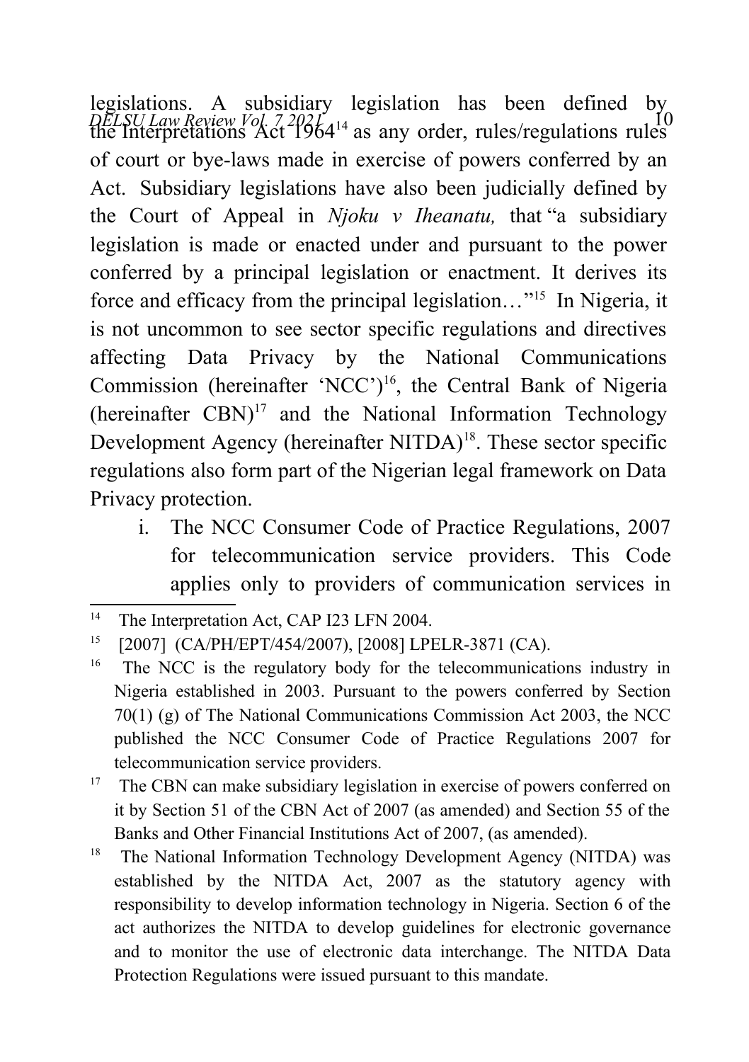legislations. A subsidiary legislation has been defined by the Interpretations Act 1964[14] as any order, rules/regulations rules of court or bye-laws made in exercise of powers conferred by an Act. Subsidiary legislations have also been judicially defined by the Court of Appeal in *Njoku v Iheanatu,* that "a subsidiary legislation is made or enacted under and pursuant to the power conferred by a principal legislation or enactment. It derives its force and efficacy from the principal legislation…"[15] In Nigeria, it is not uncommon to see sector specific regulations and directives affecting Data Privacy by the National Communications Commission (hereinafter 'NCC')[16], the Central Bank of Nigeria (hereinafter CBN)[17] and the National Information Technology Development Agency (hereinafter NITDA)[18]. These sector specific regulations also form part of the Nigerian legal framework on Data Privacy protection.

i. The NCC Consumer Code of Practice Regulations, 2007 for telecommunication service providers. This Code applies only to providers of communication services in

---

[14] The Interpretation Act, CAP I23 LFN 2004.

[15] [2007] (CA/PH/EPT/454/2007), [2008] LPELR-3871 (CA).

[16] The NCC is the regulatory body for the telecommunications industry in Nigeria established in 2003. Pursuant to the powers conferred by Section 70(1) (g) of The National Communications Commission Act 2003, the NCC published the NCC Consumer Code of Practice Regulations 2007 for telecommunication service providers.

[17] The CBN can make subsidiary legislation in exercise of powers conferred on it by Section 51 of the CBN Act of 2007 (as amended) and Section 55 of the Banks and Other Financial Institutions Act of 2007, (as amended).

[18] The National Information Technology Development Agency (NITDA) was established by the NITDA Act, 2007 as the statutory agency with responsibility to develop information technology in Nigeria. Section 6 of the act authorizes the NITDA to develop guidelines for electronic governance and to monitor the use of electronic data interchange. The NITDA Data Protection Regulations were issued pursuant to this mandate.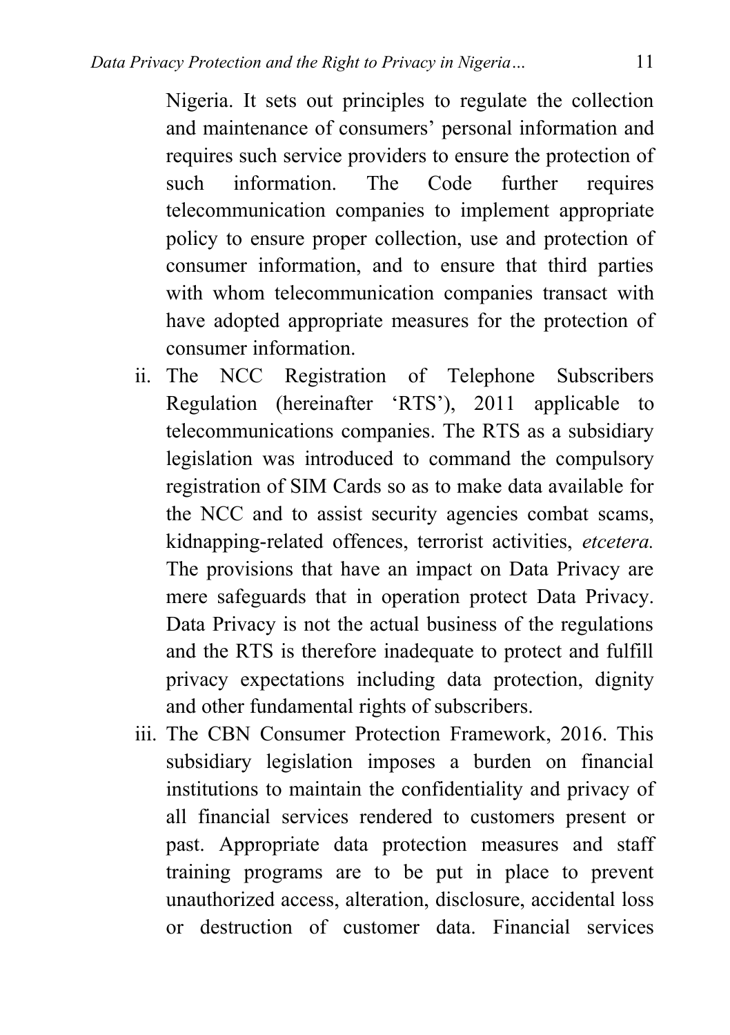Nigeria. It sets out principles to regulate the collection and maintenance of consumers' personal information and requires such service providers to ensure the protection of such information. The Code further requires telecommunication companies to implement appropriate policy to ensure proper collection, use and protection of consumer information, and to ensure that third parties with whom telecommunication companies transact with have adopted appropriate measures for the protection of consumer information.

ii. The NCC Registration of Telephone Subscribers Regulation (hereinafter 'RTS'), 2011 applicable to telecommunications companies. The RTS as a subsidiary legislation was introduced to command the compulsory registration of SIM Cards so as to make data available for the NCC and to assist security agencies combat scams, kidnapping-related offences, terrorist activities, *etcetera.* The provisions that have an impact on Data Privacy are mere safeguards that in operation protect Data Privacy. Data Privacy is not the actual business of the regulations and the RTS is therefore inadequate to protect and fulfill privacy expectations including data protection, dignity and other fundamental rights of subscribers.

iii. The CBN Consumer Protection Framework, 2016. This subsidiary legislation imposes a burden on financial institutions to maintain the confidentiality and privacy of all financial services rendered to customers present or past. Appropriate data protection measures and staff training programs are to be put in place to prevent unauthorized access, alteration, disclosure, accidental loss or destruction of customer data. Financial services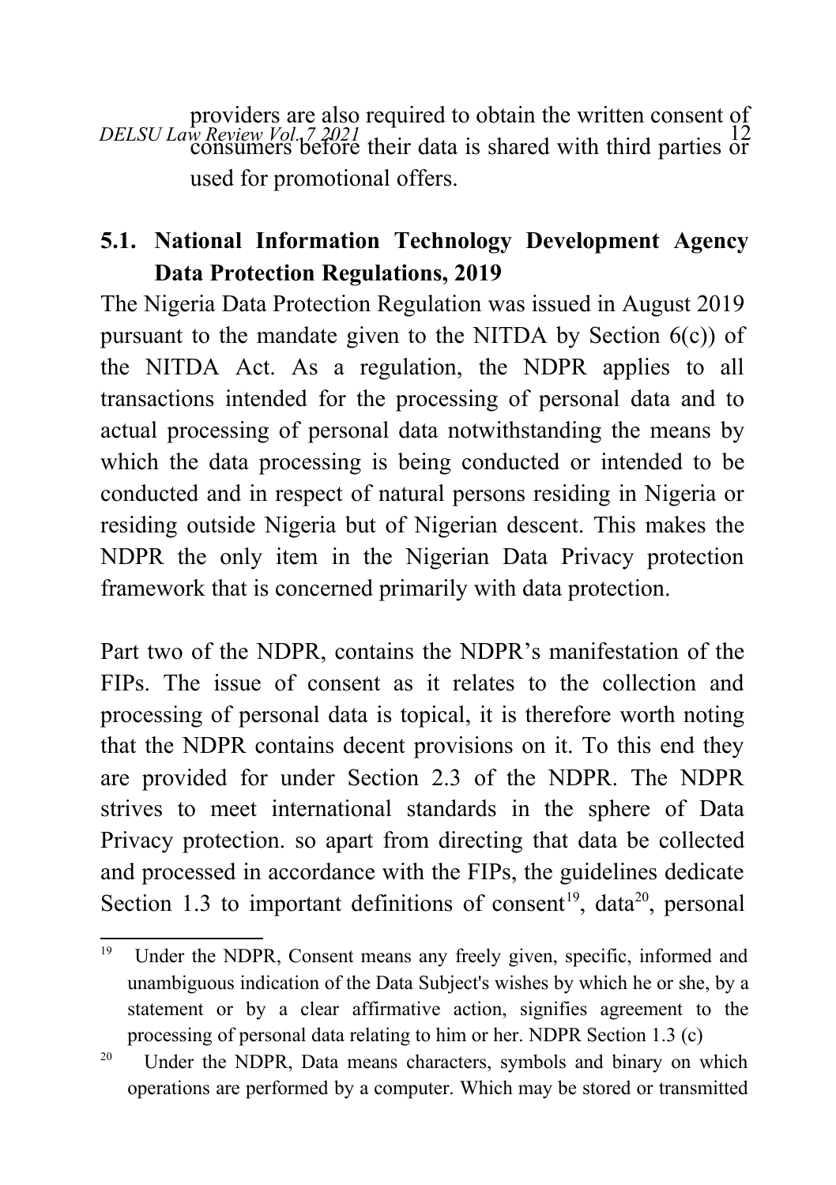providers are also required to obtain the written consent of consumers before their data is shared with third parties or used for promotional offers.

## 5.1. National Information Technology Development Agency Data Protection Regulations, 2019

The Nigeria Data Protection Regulation was issued in August 2019 pursuant to the mandate given to the NITDA by Section 6(c)) of the NITDA Act. As a regulation, the NDPR applies to all transactions intended for the processing of personal data and to actual processing of personal data notwithstanding the means by which the data processing is being conducted or intended to be conducted and in respect of natural persons residing in Nigeria or residing outside Nigeria but of Nigerian descent. This makes the NDPR the only item in the Nigerian Data Privacy protection framework that is concerned primarily with data protection.

Part two of the NDPR, contains the NDPR's manifestation of the FIPs. The issue of consent as it relates to the collection and processing of personal data is topical, it is therefore worth noting that the NDPR contains decent provisions on it. To this end they are provided for under Section 2.3 of the NDPR. The NDPR strives to meet international standards in the sphere of Data Privacy protection. so apart from directing that data be collected and processed in accordance with the FIPs, the guidelines dedicate Section 1.3 to important definitions of consent[19], data[20], personal

---

[19] Under the NDPR, Consent means any freely given, specific, informed and unambiguous indication of the Data Subject's wishes by which he or she, by a statement or by a clear affirmative action, signifies agreement to the processing of personal data relating to him or her. NDPR Section 1.3 (c)

[20] Under the NDPR, Data means characters, symbols and binary on which operations are performed by a computer. Which may be stored or transmitted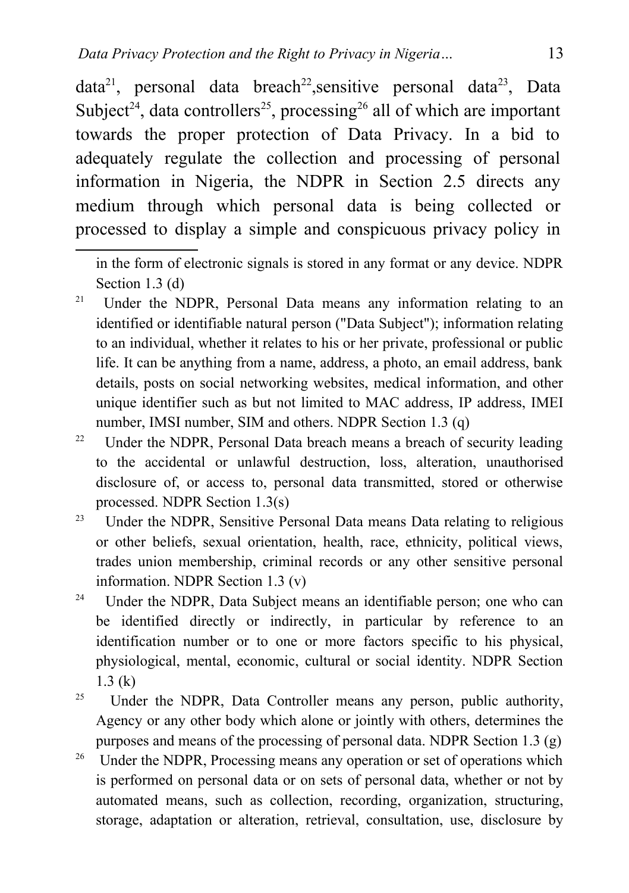data[21], personal data breach[22],sensitive personal data[23], Data Subject[24], data controllers[25], processing[26] all of which are important towards the proper protection of Data Privacy. In a bid to adequately regulate the collection and processing of personal information in Nigeria, the NDPR in Section 2.5 directs any medium through which personal data is being collected or processed to display a simple and conspicuous privacy policy in

---

in the form of electronic signals is stored in any format or any device. NDPR Section 1.3 (d)

[21] Under the NDPR, Personal Data means any information relating to an identified or identifiable natural person ("Data Subject"); information relating to an individual, whether it relates to his or her private, professional or public life. It can be anything from a name, address, a photo, an email address, bank details, posts on social networking websites, medical information, and other unique identifier such as but not limited to MAC address, IP address, IMEI number, IMSI number, SIM and others. NDPR Section 1.3 (q)

[22] Under the NDPR, Personal Data breach means a breach of security leading to the accidental or unlawful destruction, loss, alteration, unauthorised disclosure of, or access to, personal data transmitted, stored or otherwise processed. NDPR Section 1.3(s)

[23] Under the NDPR, Sensitive Personal Data means Data relating to religious or other beliefs, sexual orientation, health, race, ethnicity, political views, trades union membership, criminal records or any other sensitive personal information. NDPR Section 1.3 (v)

[24] Under the NDPR, Data Subject means an identifiable person; one who can be identified directly or indirectly, in particular by reference to an identification number or to one or more factors specific to his physical, physiological, mental, economic, cultural or social identity. NDPR Section 1.3 (k)

[25] Under the NDPR, Data Controller means any person, public authority, Agency or any other body which alone or jointly with others, determines the purposes and means of the processing of personal data. NDPR Section 1.3 (g)

[26] Under the NDPR, Processing means any operation or set of operations which is performed on personal data or on sets of personal data, whether or not by automated means, such as collection, recording, organization, structuring, storage, adaptation or alteration, retrieval, consultation, use, disclosure by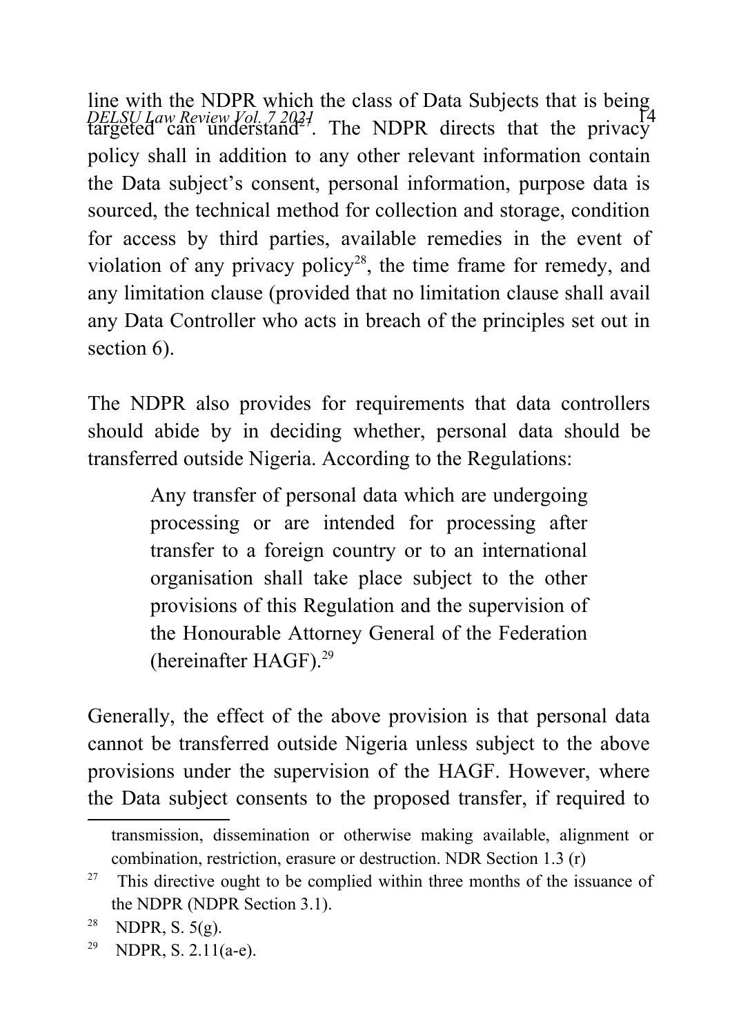line with the NDPR which the class of Data Subjects that is being targeted can understand[27]. The NDPR directs that the privacy policy shall in addition to any other relevant information contain the Data subject's consent, personal information, purpose data is sourced, the technical method for collection and storage, condition for access by third parties, available remedies in the event of violation of any privacy policy[28], the time frame for remedy, and any limitation clause (provided that no limitation clause shall avail any Data Controller who acts in breach of the principles set out in section 6).

The NDPR also provides for requirements that data controllers should abide by in deciding whether, personal data should be transferred outside Nigeria. According to the Regulations:

> Any transfer of personal data which are undergoing processing or are intended for processing after transfer to a foreign country or to an international organisation shall take place subject to the other provisions of this Regulation and the supervision of the Honourable Attorney General of the Federation (hereinafter HAGF).[29]

Generally, the effect of the above provision is that personal data cannot be transferred outside Nigeria unless subject to the above provisions under the supervision of the HAGF. However, where the Data subject consents to the proposed transfer, if required to

---

transmission, dissemination or otherwise making available, alignment or combination, restriction, erasure or destruction. NDR Section 1.3 (r)

[27] This directive ought to be complied within three months of the issuance of the NDPR (NDPR Section 3.1).

[28] NDPR, S. 5(g).

[29] NDPR, S. 2.11(a-e).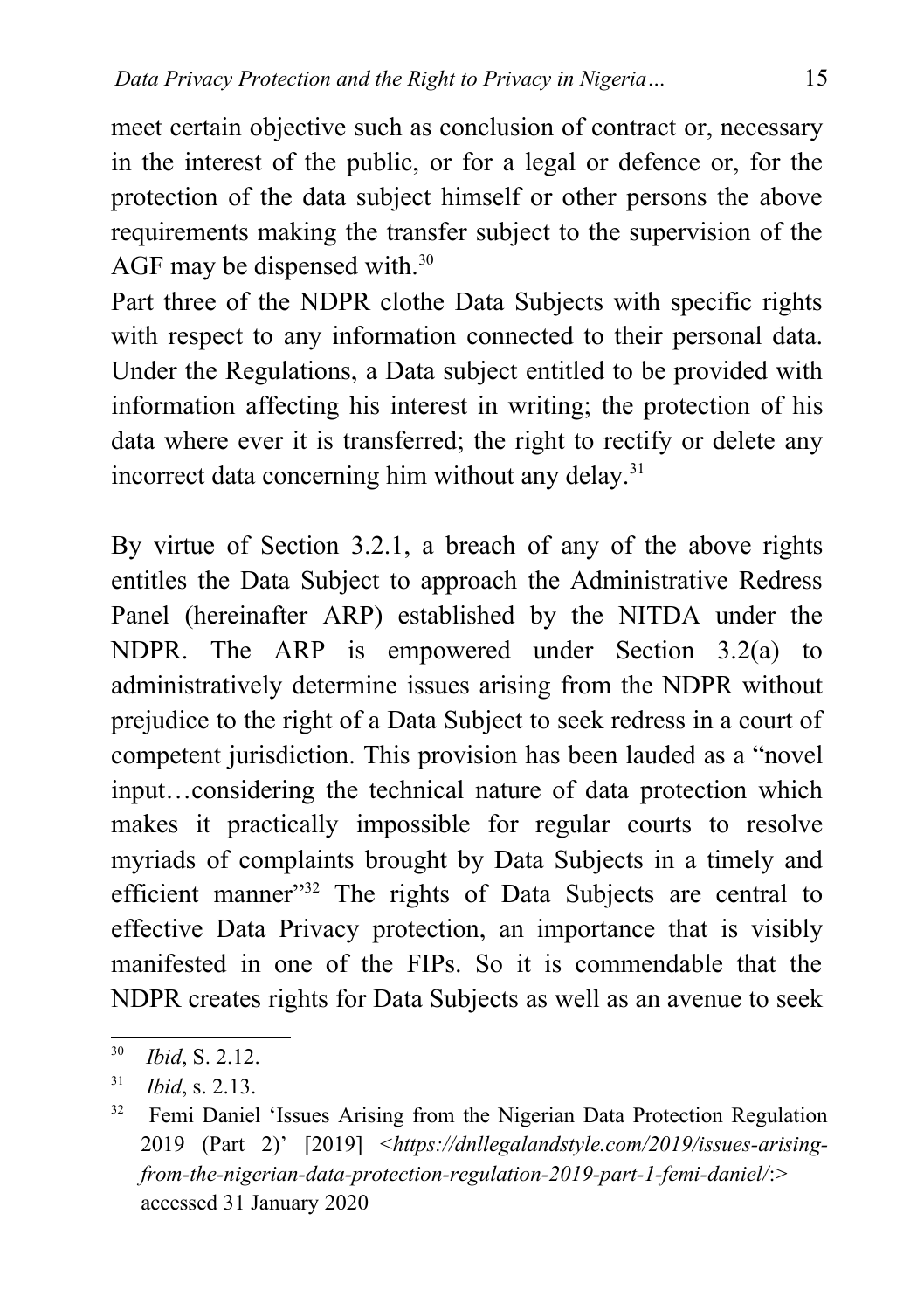meet certain objective such as conclusion of contract or, necessary in the interest of the public, or for a legal or defence or, for the protection of the data subject himself or other persons the above requirements making the transfer subject to the supervision of the AGF may be dispensed with.[30]

Part three of the NDPR clothe Data Subjects with specific rights with respect to any information connected to their personal data. Under the Regulations, a Data subject entitled to be provided with information affecting his interest in writing; the protection of his data where ever it is transferred; the right to rectify or delete any incorrect data concerning him without any delay.[31]

By virtue of Section 3.2.1, a breach of any of the above rights entitles the Data Subject to approach the Administrative Redress Panel (hereinafter ARP) established by the NITDA under the NDPR. The ARP is empowered under Section 3.2(a) to administratively determine issues arising from the NDPR without prejudice to the right of a Data Subject to seek redress in a court of competent jurisdiction. This provision has been lauded as a "novel input…considering the technical nature of data protection which makes it practically impossible for regular courts to resolve myriads of complaints brought by Data Subjects in a timely and efficient manner"[32] The rights of Data Subjects are central to effective Data Privacy protection, an importance that is visibly manifested in one of the FIPs. So it is commendable that the NDPR creates rights for Data Subjects as well as an avenue to seek

---

[30] *Ibid*, S. 2.12.

[31] *Ibid*, s. 2.13.

[32] Femi Daniel 'Issues Arising from the Nigerian Data Protection Regulation 2019 (Part 2)' [2019] <*https://dnllegalandstyle.com/2019/issues-arising-from-the-nigerian-data-protection-regulation-2019-part-1-femi-daniel/*:> accessed 31 January 2020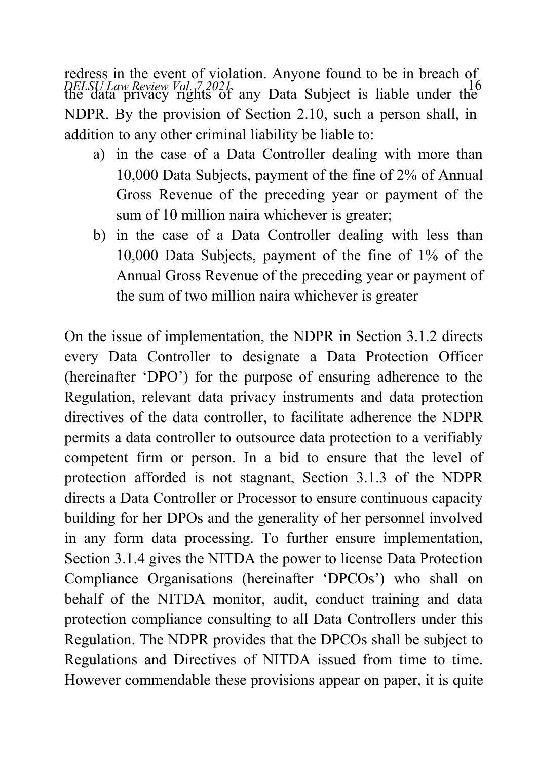redress in the event of violation. Anyone found to be in breach of the data privacy rights of any Data Subject is liable under the NDPR. By the provision of Section 2.10, such a person shall, in addition to any other criminal liability be liable to:

a) in the case of a Data Controller dealing with more than 10,000 Data Subjects, payment of the fine of 2% of Annual Gross Revenue of the preceding year or payment of the sum of 10 million naira whichever is greater;
b) in the case of a Data Controller dealing with less than 10,000 Data Subjects, payment of the fine of 1% of the Annual Gross Revenue of the preceding year or payment of the sum of two million naira whichever is greater

On the issue of implementation, the NDPR in Section 3.1.2 directs every Data Controller to designate a Data Protection Officer (hereinafter 'DPO') for the purpose of ensuring adherence to the Regulation, relevant data privacy instruments and data protection directives of the data controller, to facilitate adherence the NDPR permits a data controller to outsource data protection to a verifiably competent firm or person. In a bid to ensure that the level of protection afforded is not stagnant, Section 3.1.3 of the NDPR directs a Data Controller or Processor to ensure continuous capacity building for her DPOs and the generality of her personnel involved in any form data processing. To further ensure implementation, Section 3.1.4 gives the NITDA the power to license Data Protection Compliance Organisations (hereinafter 'DPCOs') who shall on behalf of the NITDA monitor, audit, conduct training and data protection compliance consulting to all Data Controllers under this Regulation. The NDPR provides that the DPCOs shall be subject to Regulations and Directives of NITDA issued from time to time. However commendable these provisions appear on paper, it is quite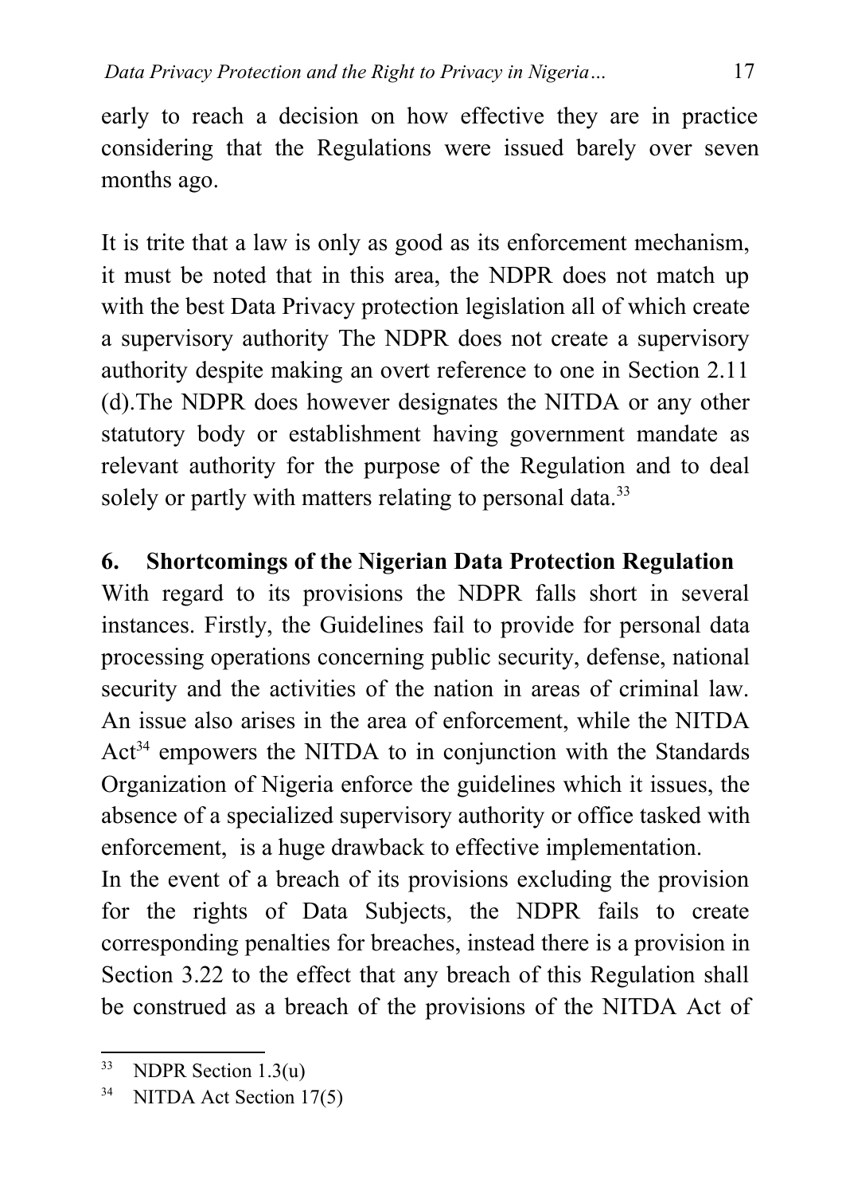early to reach a decision on how effective they are in practice considering that the Regulations were issued barely over seven months ago.

It is trite that a law is only as good as its enforcement mechanism, it must be noted that in this area, the NDPR does not match up with the best Data Privacy protection legislation all of which create a supervisory authority The NDPR does not create a supervisory authority despite making an overt reference to one in Section 2.11 (d).The NDPR does however designates the NITDA or any other statutory body or establishment having government mandate as relevant authority for the purpose of the Regulation and to deal solely or partly with matters relating to personal data.[33]

## 6. Shortcomings of the Nigerian Data Protection Regulation

With regard to its provisions the NDPR falls short in several instances. Firstly, the Guidelines fail to provide for personal data processing operations concerning public security, defense, national security and the activities of the nation in areas of criminal law. An issue also arises in the area of enforcement, while the NITDA Act[34] empowers the NITDA to in conjunction with the Standards Organization of Nigeria enforce the guidelines which it issues, the absence of a specialized supervisory authority or office tasked with enforcement, is a huge drawback to effective implementation.

In the event of a breach of its provisions excluding the provision for the rights of Data Subjects, the NDPR fails to create corresponding penalties for breaches, instead there is a provision in Section 3.22 to the effect that any breach of this Regulation shall be construed as a breach of the provisions of the NITDA Act of

---

[33] NDPR Section 1.3(u)

[34] NITDA Act Section 17(5)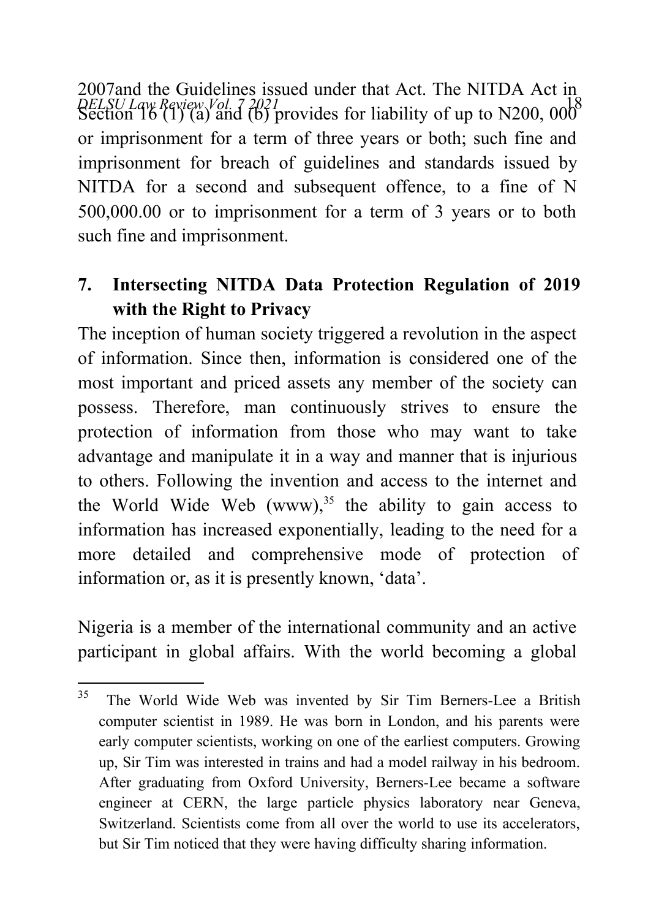2007and the Guidelines issued under that Act. The NITDA Act in Section 16 (1) (a) and (b) provides for liability of up to N200, 000 or imprisonment for a term of three years or both; such fine and imprisonment for breach of guidelines and standards issued by NITDA for a second and subsequent offence, to a fine of N 500,000.00 or to imprisonment for a term of 3 years or to both such fine and imprisonment.

## 7. Intersecting NITDA Data Protection Regulation of 2019 with the Right to Privacy

The inception of human society triggered a revolution in the aspect of information. Since then, information is considered one of the most important and priced assets any member of the society can possess. Therefore, man continuously strives to ensure the protection of information from those who may want to take advantage and manipulate it in a way and manner that is injurious to others. Following the invention and access to the internet and the World Wide Web (www),[35] the ability to gain access to information has increased exponentially, leading to the need for a more detailed and comprehensive mode of protection of information or, as it is presently known, 'data'.

Nigeria is a member of the international community and an active participant in global affairs. With the world becoming a global

---

[35] The World Wide Web was invented by Sir Tim Berners-Lee a British computer scientist in 1989. He was born in London, and his parents were early computer scientists, working on one of the earliest computers. Growing up, Sir Tim was interested in trains and had a model railway in his bedroom. After graduating from Oxford University, Berners-Lee became a software engineer at CERN, the large particle physics laboratory near Geneva, Switzerland. Scientists come from all over the world to use its accelerators, but Sir Tim noticed that they were having difficulty sharing information.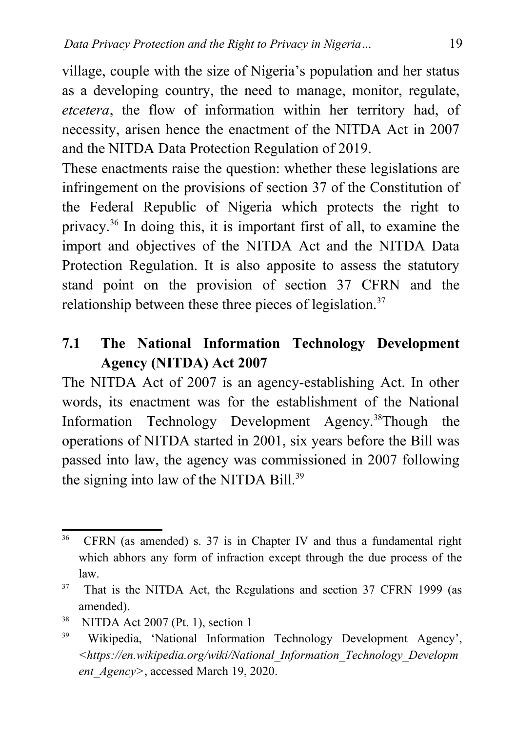village, couple with the size of Nigeria's population and her status as a developing country, the need to manage, monitor, regulate, *etcetera*, the flow of information within her territory had, of necessity, arisen hence the enactment of the NITDA Act in 2007 and the NITDA Data Protection Regulation of 2019.

These enactments raise the question: whether these legislations are infringement on the provisions of section 37 of the Constitution of the Federal Republic of Nigeria which protects the right to privacy.[36] In doing this, it is important first of all, to examine the import and objectives of the NITDA Act and the NITDA Data Protection Regulation. It is also apposite to assess the statutory stand point on the provision of section 37 CFRN and the relationship between these three pieces of legislation.[37]

## 7.1 The National Information Technology Development Agency (NITDA) Act 2007

The NITDA Act of 2007 is an agency-establishing Act. In other words, its enactment was for the establishment of the National Information Technology Development Agency.[38]Though the operations of NITDA started in 2001, six years before the Bill was passed into law, the agency was commissioned in 2007 following the signing into law of the NITDA Bill.[39]

---

[36] CFRN (as amended) s. 37 is in Chapter IV and thus a fundamental right which abhors any form of infraction except through the due process of the law.

[37] That is the NITDA Act, the Regulations and section 37 CFRN 1999 (as amended).

[38] NITDA Act 2007 (Pt. 1), section 1

[39] Wikipedia, 'National Information Technology Development Agency', <*https://en.wikipedia.org/wiki/National_Information_Technology_Development_Agency*>, accessed March 19, 2020.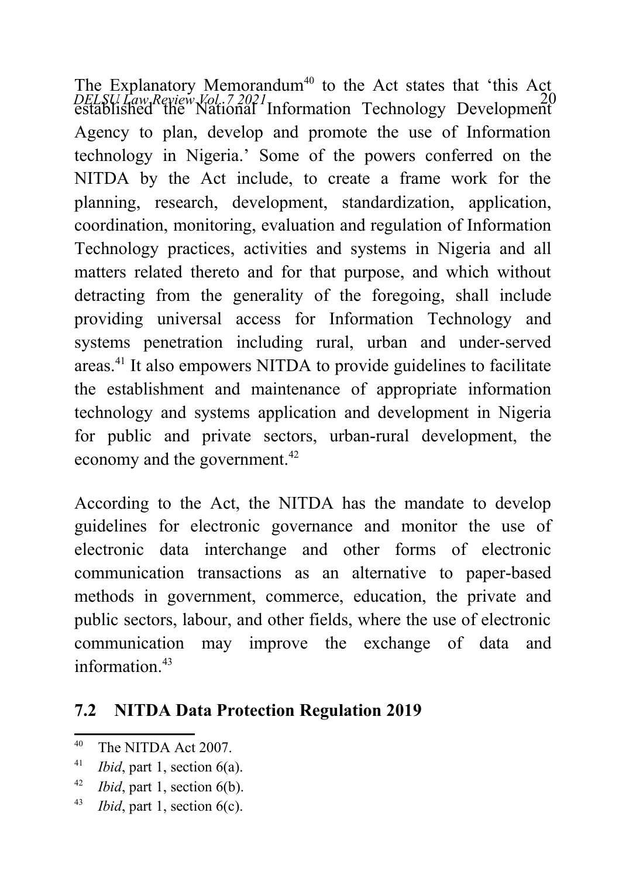The Explanatory Memorandum[40] to the Act states that 'this Act established the National Information Technology Development Agency to plan, develop and promote the use of Information technology in Nigeria.' Some of the powers conferred on the NITDA by the Act include, to create a frame work for the planning, research, development, standardization, application, coordination, monitoring, evaluation and regulation of Information Technology practices, activities and systems in Nigeria and all matters related thereto and for that purpose, and which without detracting from the generality of the foregoing, shall include providing universal access for Information Technology and systems penetration including rural, urban and under-served areas.[41] It also empowers NITDA to provide guidelines to facilitate the establishment and maintenance of appropriate information technology and systems application and development in Nigeria for public and private sectors, urban-rural development, the economy and the government.[42]

According to the Act, the NITDA has the mandate to develop guidelines for electronic governance and monitor the use of electronic data interchange and other forms of electronic communication transactions as an alternative to paper-based methods in government, commerce, education, the private and public sectors, labour, and other fields, where the use of electronic communication may improve the exchange of data and information.[43]

## 7.2 NITDA Data Protection Regulation 2019

---

[40] The NITDA Act 2007.

[41] *Ibid*, part 1, section 6(a).

[42] *Ibid*, part 1, section 6(b).

[43] *Ibid*, part 1, section 6(c).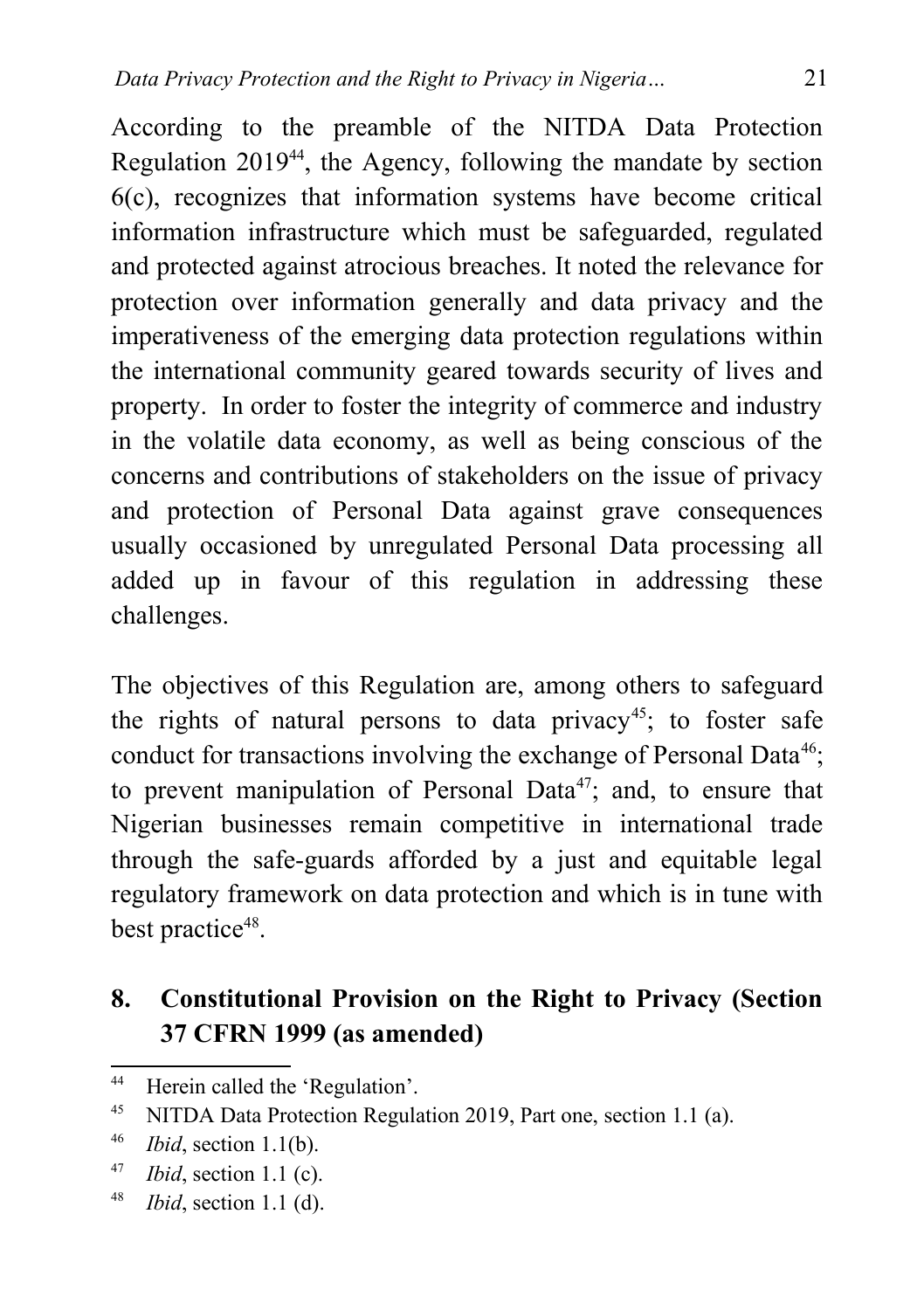According to the preamble of the NITDA Data Protection Regulation 2019[44], the Agency, following the mandate by section 6(c), recognizes that information systems have become critical information infrastructure which must be safeguarded, regulated and protected against atrocious breaches. It noted the relevance for protection over information generally and data privacy and the imperativeness of the emerging data protection regulations within the international community geared towards security of lives and property. In order to foster the integrity of commerce and industry in the volatile data economy, as well as being conscious of the concerns and contributions of stakeholders on the issue of privacy and protection of Personal Data against grave consequences usually occasioned by unregulated Personal Data processing all added up in favour of this regulation in addressing these challenges.

The objectives of this Regulation are, among others to safeguard the rights of natural persons to data privacy[45]; to foster safe conduct for transactions involving the exchange of Personal Data[46]; to prevent manipulation of Personal Data[47]; and, to ensure that Nigerian businesses remain competitive in international trade through the safe-guards afforded by a just and equitable legal regulatory framework on data protection and which is in tune with best practice[48].

## 8. Constitutional Provision on the Right to Privacy (Section 37 CFRN 1999 (as amended)

---

[44] Herein called the 'Regulation'.

[45] NITDA Data Protection Regulation 2019, Part one, section 1.1 (a).

[46] *Ibid*, section 1.1(b).

[47] *Ibid*, section 1.1 (c).

[48] *Ibid*, section 1.1 (d).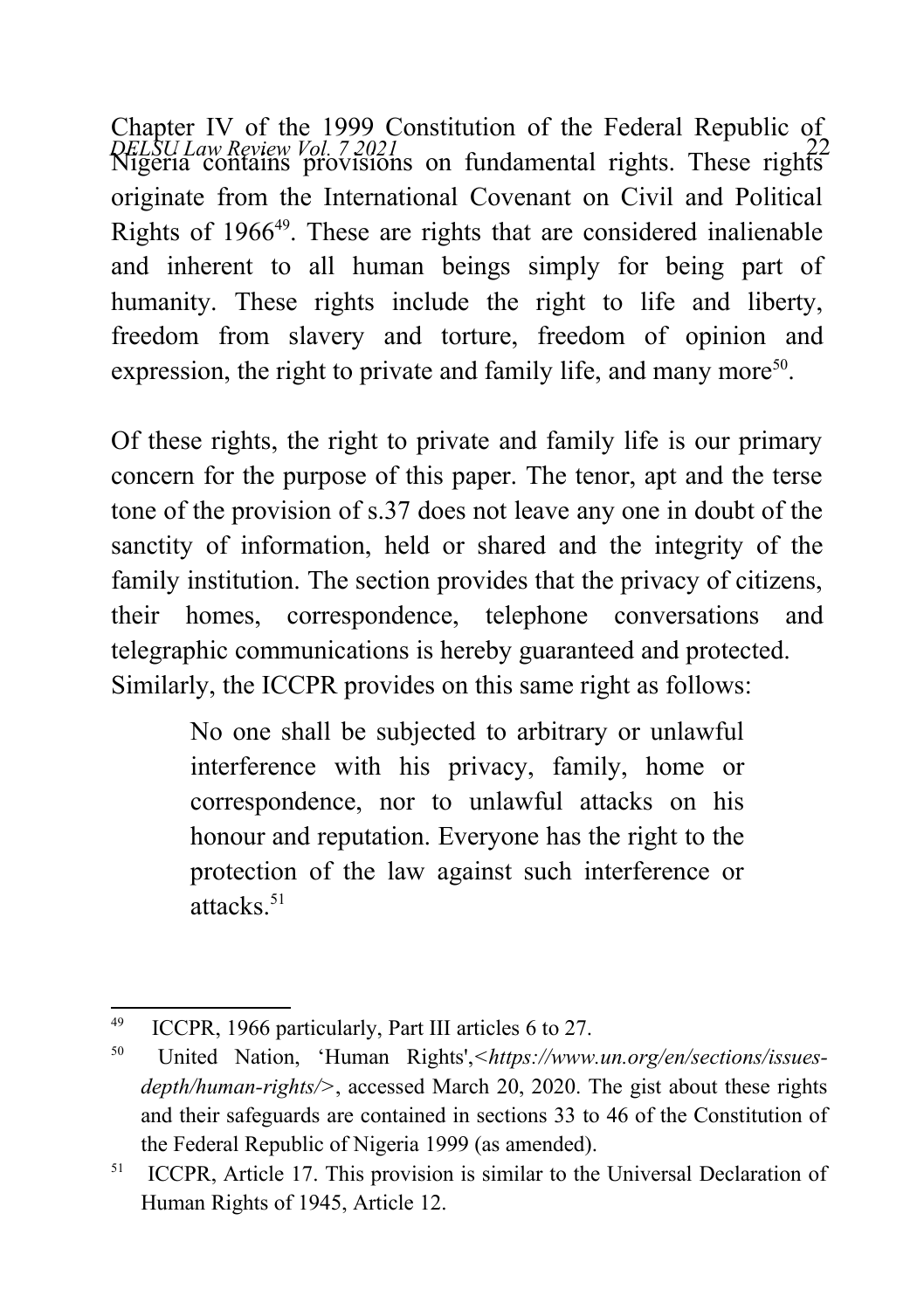Chapter IV of the 1999 Constitution of the Federal Republic of Nigeria contains provisions on fundamental rights. These rights originate from the International Covenant on Civil and Political Rights of 1966[49]. These are rights that are considered inalienable and inherent to all human beings simply for being part of humanity. These rights include the right to life and liberty, freedom from slavery and torture, freedom of opinion and expression, the right to private and family life, and many more[50].

Of these rights, the right to private and family life is our primary concern for the purpose of this paper. The tenor, apt and the terse tone of the provision of s.37 does not leave any one in doubt of the sanctity of information, held or shared and the integrity of the family institution. The section provides that the privacy of citizens, their homes, correspondence, telephone conversations and telegraphic communications is hereby guaranteed and protected. Similarly, the ICCPR provides on this same right as follows:

> No one shall be subjected to arbitrary or unlawful interference with his privacy, family, home or correspondence, nor to unlawful attacks on his honour and reputation. Everyone has the right to the protection of the law against such interference or attacks.[51]

---

[49] ICCPR, 1966 particularly, Part III articles 6 to 27.

[50] United Nation, 'Human Rights',<*https://www.un.org/en/sections/issues-depth/human-rights/*>, accessed March 20, 2020. The gist about these rights and their safeguards are contained in sections 33 to 46 of the Constitution of the Federal Republic of Nigeria 1999 (as amended).

[51] ICCPR, Article 17. This provision is similar to the Universal Declaration of Human Rights of 1945, Article 12.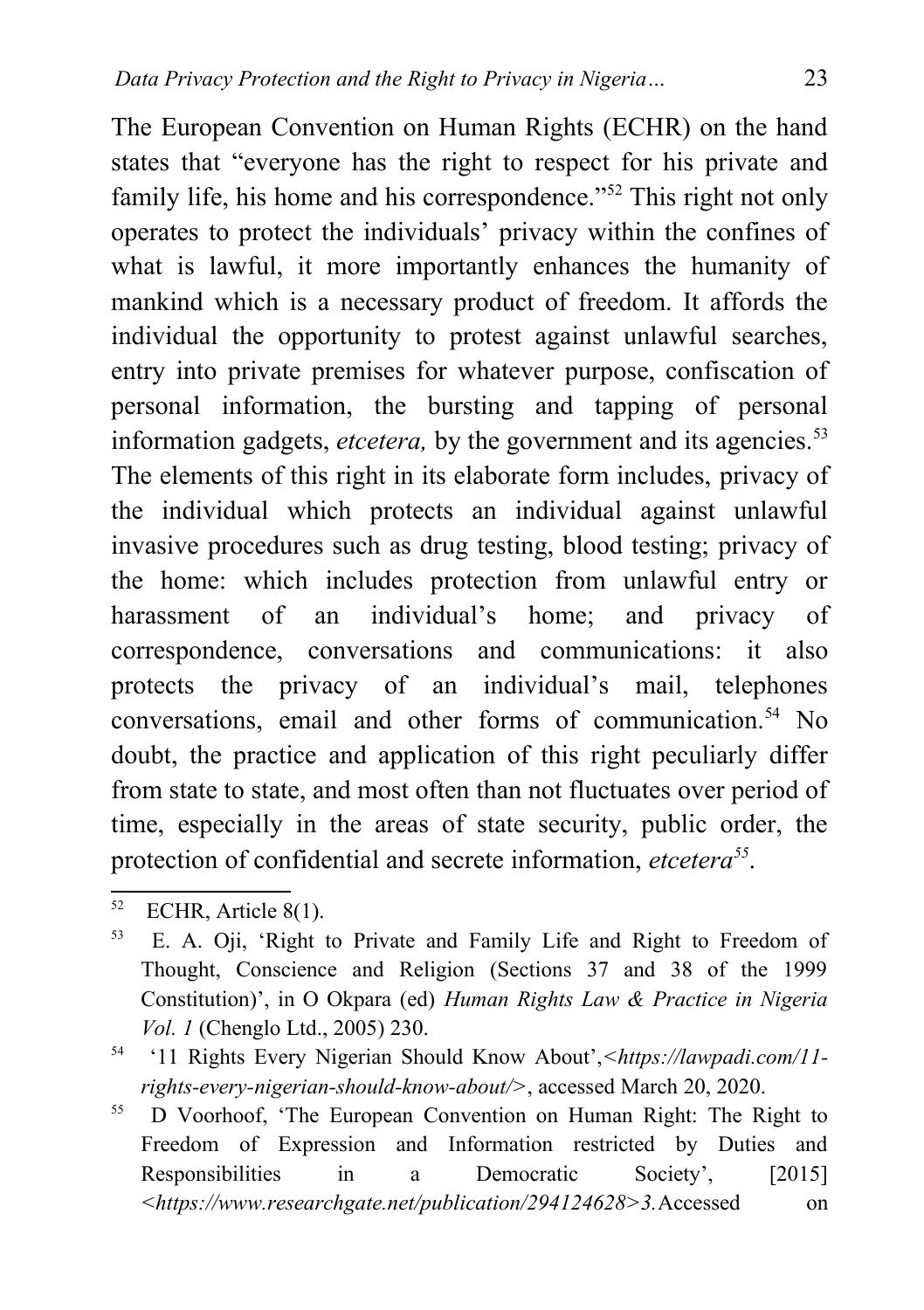The European Convention on Human Rights (ECHR) on the hand states that "everyone has the right to respect for his private and family life, his home and his correspondence."[52] This right not only operates to protect the individuals' privacy within the confines of what is lawful, it more importantly enhances the humanity of mankind which is a necessary product of freedom. It affords the individual the opportunity to protest against unlawful searches, entry into private premises for whatever purpose, confiscation of personal information, the bursting and tapping of personal information gadgets, *etcetera,* by the government and its agencies.[53] The elements of this right in its elaborate form includes, privacy of the individual which protects an individual against unlawful invasive procedures such as drug testing, blood testing; privacy of the home: which includes protection from unlawful entry or harassment of an individual's home; and privacy of correspondence, conversations and communications: it also protects the privacy of an individual's mail, telephones conversations, email and other forms of communication.[54] No doubt, the practice and application of this right peculiarly differ from state to state, and most often than not fluctuates over period of time, especially in the areas of state security, public order, the protection of confidential and secrete information, *etcetera*[55].

---

[52] ECHR, Article 8(1).

[53] E. A. Oji, 'Right to Private and Family Life and Right to Freedom of Thought, Conscience and Religion (Sections 37 and 38 of the 1999 Constitution)', in O Okpara (ed) *Human Rights Law & Practice in Nigeria Vol. 1* (Chenglo Ltd., 2005) 230.

[54] '11 Rights Every Nigerian Should Know About',<*https://lawpadi.com/11-rights-every-nigerian-should-know-about/*>, accessed March 20, 2020.

[55] D Voorhoof, 'The European Convention on Human Right: The Right to Freedom of Expression and Information restricted by Duties and Responsibilities in a Democratic Society', [2015] <*https://www.researchgate.net/publication/294124628>3.*Accessed on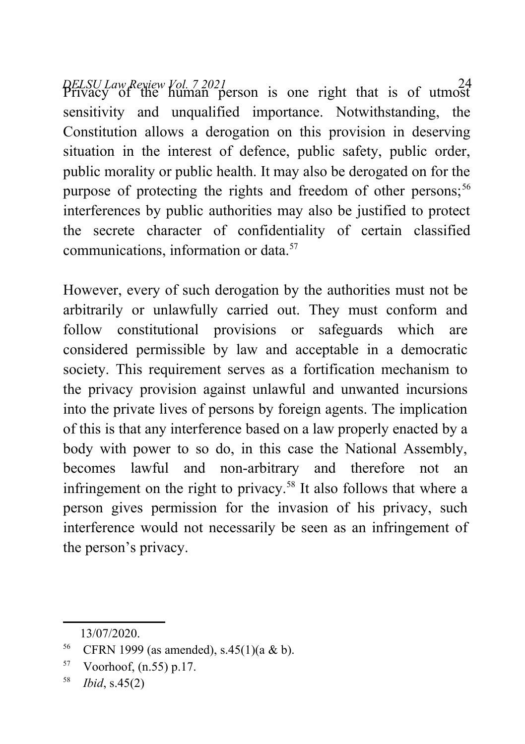Privacy of the human person is one right that is of utmost sensitivity and unqualified importance. Notwithstanding, the Constitution allows a derogation on this provision in deserving situation in the interest of defence, public safety, public order, public morality or public health. It may also be derogated on for the purpose of protecting the rights and freedom of other persons;[56] interferences by public authorities may also be justified to protect the secrete character of confidentiality of certain classified communications, information or data.[57]

However, every of such derogation by the authorities must not be arbitrarily or unlawfully carried out. They must conform and follow constitutional provisions or safeguards which are considered permissible by law and acceptable in a democratic society. This requirement serves as a fortification mechanism to the privacy provision against unlawful and unwanted incursions into the private lives of persons by foreign agents. The implication of this is that any interference based on a law properly enacted by a body with power to so do, in this case the National Assembly, becomes lawful and non-arbitrary and therefore not an infringement on the right to privacy.[58] It also follows that where a person gives permission for the invasion of his privacy, such interference would not necessarily be seen as an infringement of the person's privacy.

---

13/07/2020.

[56] CFRN 1999 (as amended), s.45(1)(a & b).

[57] Voorhoof, (n.55) p.17.

[58] *Ibid*, s.45(2)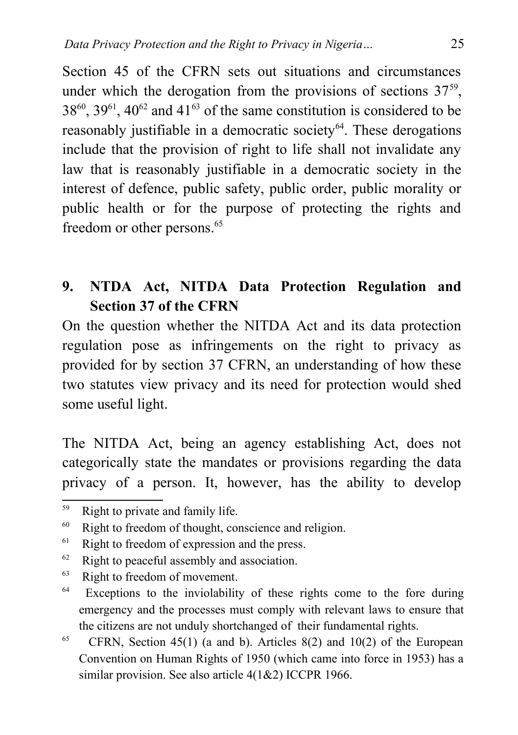Section 45 of the CFRN sets out situations and circumstances under which the derogation from the provisions of sections 37[59], 38[60], 39[61], 40[62] and 41[63] of the same constitution is considered to be reasonably justifiable in a democratic society[64]. These derogations include that the provision of right to life shall not invalidate any law that is reasonably justifiable in a democratic society in the interest of defence, public safety, public order, public morality or public health or for the purpose of protecting the rights and freedom or other persons.[65]

## 9. NTDA Act, NITDA Data Protection Regulation and Section 37 of the CFRN

On the question whether the NITDA Act and its data protection regulation pose as infringements on the right to privacy as provided for by section 37 CFRN, an understanding of how these two statutes view privacy and its need for protection would shed some useful light.

The NITDA Act, being an agency establishing Act, does not categorically state the mandates or provisions regarding the data privacy of a person. It, however, has the ability to develop

---

[59] Right to private and family life.

[60] Right to freedom of thought, conscience and religion.

[61] Right to freedom of expression and the press.

[62] Right to peaceful assembly and association.

[63] Right to freedom of movement.

[64] Exceptions to the inviolability of these rights come to the fore during emergency and the processes must comply with relevant laws to ensure that the citizens are not unduly shortchanged of their fundamental rights.

[65] CFRN, Section 45(1) (a and b). Articles 8(2) and 10(2) of the European Convention on Human Rights of 1950 (which came into force in 1953) has a similar provision. See also article 4(1&2) ICCPR 1966.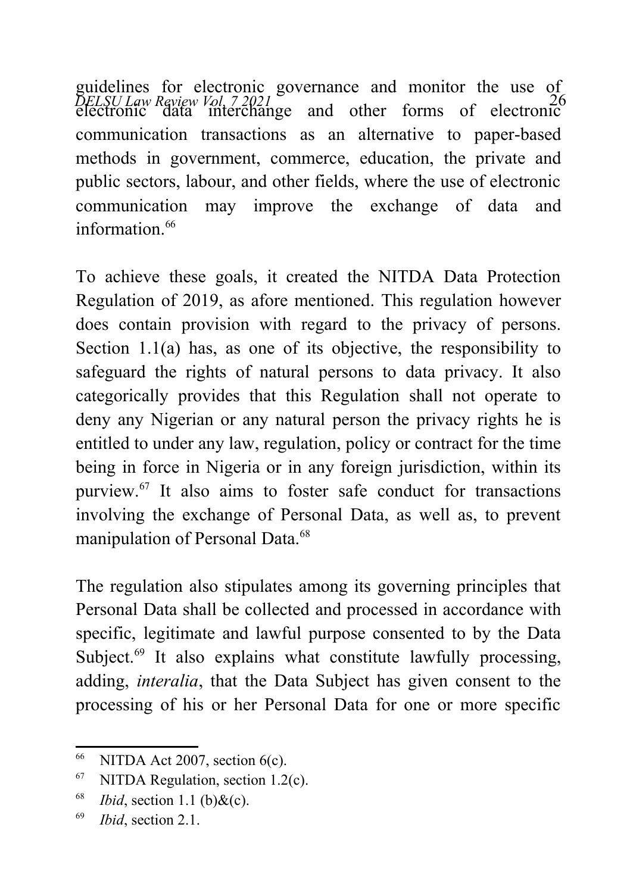guidelines for electronic governance and monitor the use of electronic data interchange and other forms of electronic communication transactions as an alternative to paper-based methods in government, commerce, education, the private and public sectors, labour, and other fields, where the use of electronic communication may improve the exchange of data and information.[66]

To achieve these goals, it created the NITDA Data Protection Regulation of 2019, as afore mentioned. This regulation however does contain provision with regard to the privacy of persons. Section 1.1(a) has, as one of its objective, the responsibility to safeguard the rights of natural persons to data privacy. It also categorically provides that this Regulation shall not operate to deny any Nigerian or any natural person the privacy rights he is entitled to under any law, regulation, policy or contract for the time being in force in Nigeria or in any foreign jurisdiction, within its purview.[67] It also aims to foster safe conduct for transactions involving the exchange of Personal Data, as well as, to prevent manipulation of Personal Data.[68]

The regulation also stipulates among its governing principles that Personal Data shall be collected and processed in accordance with specific, legitimate and lawful purpose consented to by the Data Subject.[69] It also explains what constitute lawfully processing, adding, *interalia*, that the Data Subject has given consent to the processing of his or her Personal Data for one or more specific

---

[66] NITDA Act 2007, section 6(c).

[67] NITDA Regulation, section 1.2(c).

[68] *Ibid*, section 1.1 (b)&(c).

[69] *Ibid*, section 2.1.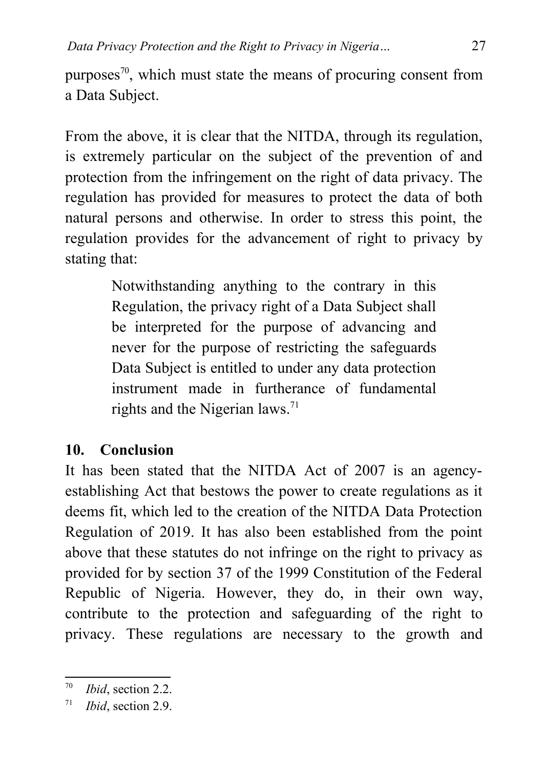purposes[70], which must state the means of procuring consent from a Data Subject.

From the above, it is clear that the NITDA, through its regulation, is extremely particular on the subject of the prevention of and protection from the infringement on the right of data privacy. The regulation has provided for measures to protect the data of both natural persons and otherwise. In order to stress this point, the regulation provides for the advancement of right to privacy by stating that:

> Notwithstanding anything to the contrary in this Regulation, the privacy right of a Data Subject shall be interpreted for the purpose of advancing and never for the purpose of restricting the safeguards Data Subject is entitled to under any data protection instrument made in furtherance of fundamental rights and the Nigerian laws.[71]

## 10. Conclusion

It has been stated that the NITDA Act of 2007 is an agency-establishing Act that bestows the power to create regulations as it deems fit, which led to the creation of the NITDA Data Protection Regulation of 2019. It has also been established from the point above that these statutes do not infringe on the right to privacy as provided for by section 37 of the 1999 Constitution of the Federal Republic of Nigeria. However, they do, in their own way, contribute to the protection and safeguarding of the right to privacy. These regulations are necessary to the growth and

---

[70] *Ibid*, section 2.2.

[71] *Ibid*, section 2.9.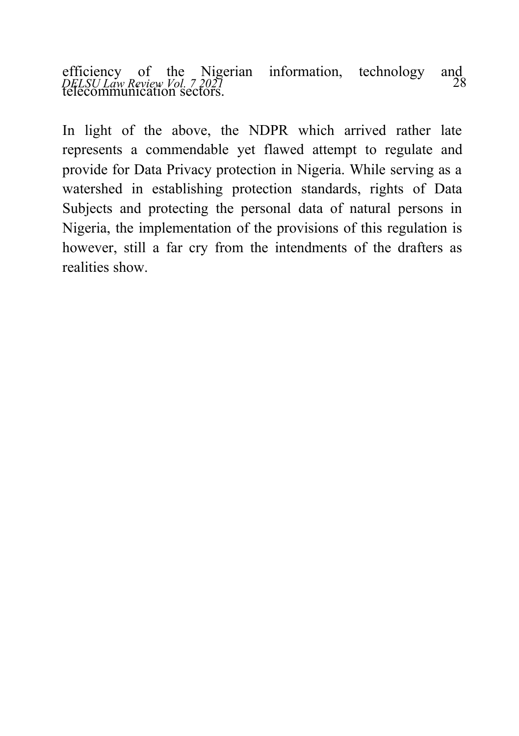efficiency of the Nigerian information, technology and telecommunication sectors.

In light of the above, the NDPR which arrived rather late represents a commendable yet flawed attempt to regulate and provide for Data Privacy protection in Nigeria. While serving as a watershed in establishing protection standards, rights of Data Subjects and protecting the personal data of natural persons in Nigeria, the implementation of the provisions of this regulation is however, still a far cry from the intendments of the drafters as realities show.